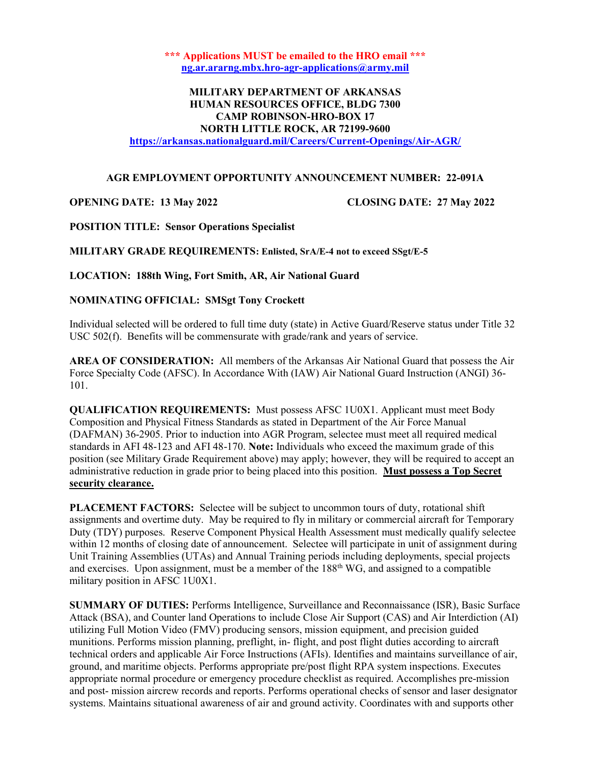**\*\*\* Applications MUST be emailed to the HRO email \*\*\***
**ng.ar.ararng.mbx.hro-agr-applications@army.mil**

**MILITARY DEPARTMENT OF ARKANSAS**
**HUMAN RESOURCES OFFICE, BLDG 7300**
**CAMP ROBINSON-HRO-BOX 17**
**NORTH LITTLE ROCK, AR 72199-9600**
**https://arkansas.nationalguard.mil/Careers/Current-Openings/Air-AGR/**

**AGR EMPLOYMENT OPPORTUNITY ANNOUNCEMENT NUMBER: 22-091A**

**OPENING DATE: 13 May 2022** **CLOSING DATE: 27 May 2022**

**POSITION TITLE: Sensor Operations Specialist**

**MILITARY GRADE REQUIREMENTS: Enlisted, SrA/E-4 not to exceed SSgt/E-5**

**LOCATION: 188th Wing, Fort Smith, AR, Air National Guard**

**NOMINATING OFFICIAL: SMSgt Tony Crockett**

Individual selected will be ordered to full time duty (state) in Active Guard/Reserve status under Title 32 USC 502(f). Benefits will be commensurate with grade/rank and years of service.

**AREA OF CONSIDERATION:** All members of the Arkansas Air National Guard that possess the Air Force Specialty Code (AFSC). In Accordance With (IAW) Air National Guard Instruction (ANGI) 36-101.

**QUALIFICATION REQUIREMENTS:** Must possess AFSC 1U0X1. Applicant must meet Body Composition and Physical Fitness Standards as stated in Department of the Air Force Manual (DAFMAN) 36-2905. Prior to induction into AGR Program, selectee must meet all required medical standards in AFI 48-123 and AFI 48-170. **Note:** Individuals who exceed the maximum grade of this position (see Military Grade Requirement above) may apply; however, they will be required to accept an administrative reduction in grade prior to being placed into this position. **Must possess a Top Secret security clearance.**

**PLACEMENT FACTORS:** Selectee will be subject to uncommon tours of duty, rotational shift assignments and overtime duty. May be required to fly in military or commercial aircraft for Temporary Duty (TDY) purposes. Reserve Component Physical Health Assessment must medically qualify selectee within 12 months of closing date of announcement. Selectee will participate in unit of assignment during Unit Training Assemblies (UTAs) and Annual Training periods including deployments, special projects and exercises. Upon assignment, must be a member of the 188th WG, and assigned to a compatible military position in AFSC 1U0X1.

**SUMMARY OF DUTIES:** Performs Intelligence, Surveillance and Reconnaissance (ISR), Basic Surface Attack (BSA), and Counter land Operations to include Close Air Support (CAS) and Air Interdiction (AI) utilizing Full Motion Video (FMV) producing sensors, mission equipment, and precision guided munitions. Performs mission planning, preflight, in- flight, and post flight duties according to aircraft technical orders and applicable Air Force Instructions (AFIs). Identifies and maintains surveillance of air, ground, and maritime objects. Performs appropriate pre/post flight RPA system inspections. Executes appropriate normal procedure or emergency procedure checklist as required. Accomplishes pre-mission and post- mission aircrew records and reports. Performs operational checks of sensor and laser designator systems. Maintains situational awareness of air and ground activity. Coordinates with and supports other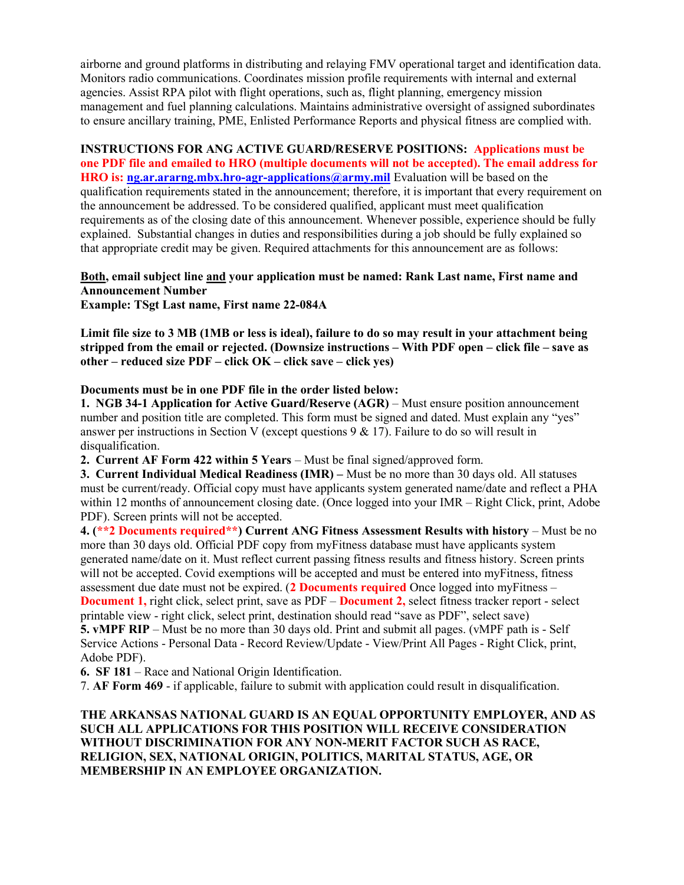airborne and ground platforms in distributing and relaying FMV operational target and identification data. Monitors radio communications. Coordinates mission profile requirements with internal and external agencies. Assist RPA pilot with flight operations, such as, flight planning, emergency mission management and fuel planning calculations. Maintains administrative oversight of assigned subordinates to ensure ancillary training, PME, Enlisted Performance Reports and physical fitness are complied with.

**INSTRUCTIONS FOR ANG ACTIVE GUARD/RESERVE POSITIONS:** **Applications must be one PDF file and emailed to HRO (multiple documents will not be accepted). The email address for HRO is: [ng.ar.ararng.mbx.hro-agr-applications@army.mil](mailto:ng.ar.ararng.mbx.hro-agr-applications@army.mil)** Evaluation will be based on the qualification requirements stated in the announcement; therefore, it is important that every requirement on the announcement be addressed. To be considered qualified, applicant must meet qualification requirements as of the closing date of this announcement. Whenever possible, experience should be fully explained. Substantial changes in duties and responsibilities during a job should be fully explained so that appropriate credit may be given. Required attachments for this announcement are as follows:

**Both, email subject line and your application must be named: Rank Last name, First name and Announcement Number**
**Example: TSgt Last name, First name 22-084A**

**Limit file size to 3 MB (1MB or less is ideal), failure to do so may result in your attachment being stripped from the email or rejected. (Downsize instructions – With PDF open – click file – save as other – reduced size PDF – click OK – click save – click yes)**

**Documents must be in one PDF file in the order listed below:**

1. **NGB 34-1 Application for Active Guard/Reserve (AGR)** – Must ensure position announcement number and position title are completed. This form must be signed and dated. Must explain any "yes" answer per instructions in Section V (except questions 9 & 17). Failure to do so will result in disqualification.
2. **Current AF Form 422 within 5 Years** – Must be final signed/approved form.
3. **Current Individual Medical Readiness (IMR) –** Must be no more than 30 days old. All statuses must be current/ready. Official copy must have applicants system generated name/date and reflect a PHA within 12 months of announcement closing date. (Once logged into your IMR – Right Click, print, Adobe PDF). Screen prints will not be accepted.
4. **(\*\*2 Documents required\*\*) Current ANG Fitness Assessment Results with history** – Must be no more than 30 days old. Official PDF copy from myFitness database must have applicants system generated name/date on it. Must reflect current passing fitness results and fitness history. Screen prints will not be accepted. Covid exemptions will be accepted and must be entered into myFitness, fitness assessment due date must not be expired. (**2 Documents required** Once logged into myFitness – **Document 1,** right click, select print, save as PDF – **Document 2,** select fitness tracker report - select printable view - right click, select print, destination should read "save as PDF", select save)
5. **vMPF RIP** – Must be no more than 30 days old. Print and submit all pages. (vMPF path is - Self Service Actions - Personal Data - Record Review/Update - View/Print All Pages - Right Click, print, Adobe PDF).
6. **SF 181** – Race and National Origin Identification.
7. **AF Form 469** - if applicable, failure to submit with application could result in disqualification.

**THE ARKANSAS NATIONAL GUARD IS AN EQUAL OPPORTUNITY EMPLOYER, AND AS SUCH ALL APPLICATIONS FOR THIS POSITION WILL RECEIVE CONSIDERATION WITHOUT DISCRIMINATION FOR ANY NON-MERIT FACTOR SUCH AS RACE, RELIGION, SEX, NATIONAL ORIGIN, POLITICS, MARITAL STATUS, AGE, OR MEMBERSHIP IN AN EMPLOYEE ORGANIZATION.**